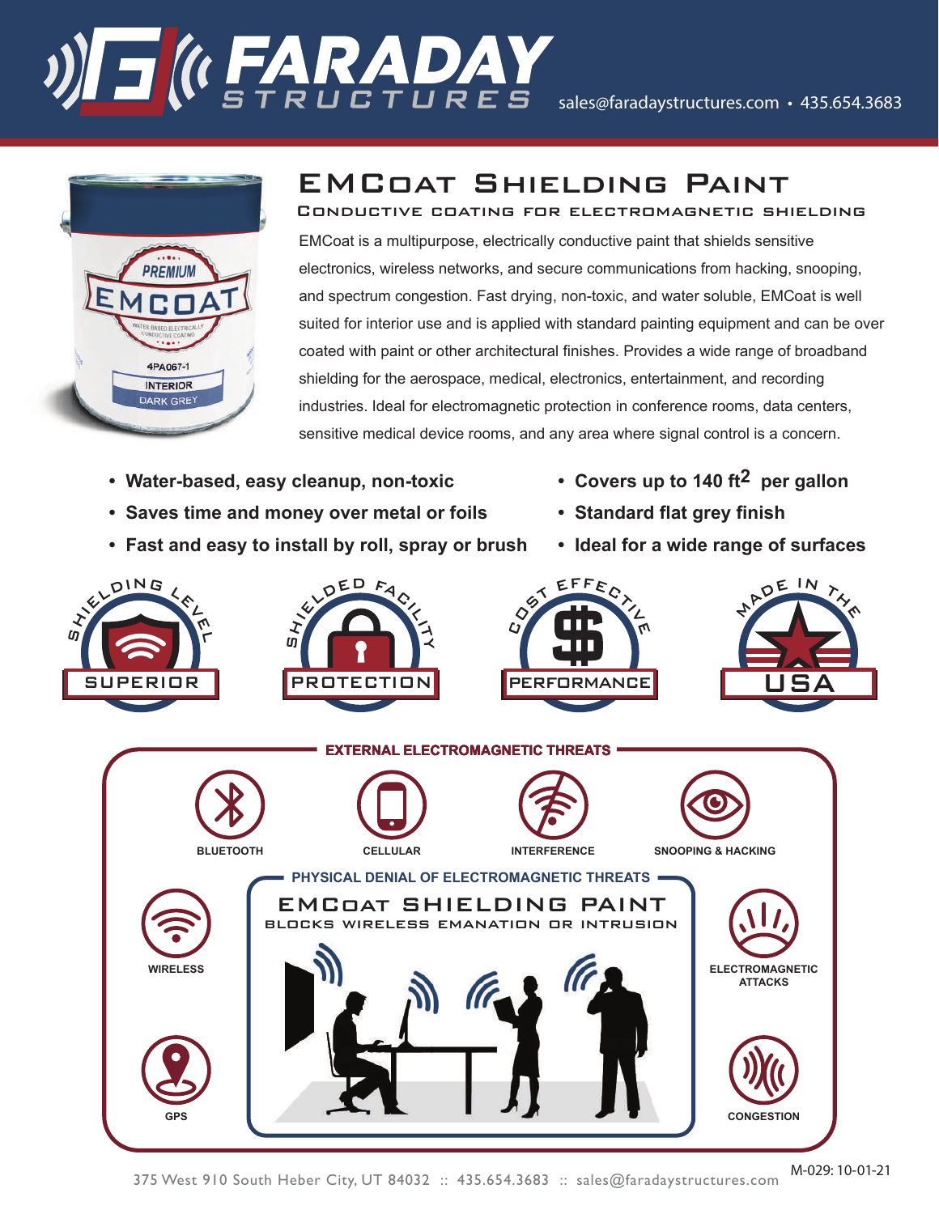# FARADAY STRUCTURES

sales@faradaystructures.com • 435.654.3683

## EMCoat Shielding Paint

### Conductive Coating for Electromagnetic Shielding

EMCoat is a multipurpose, electrically conductive paint that shields sensitive electronics, wireless networks, and secure communications from hacking, snooping, and spectrum congestion. Fast drying, non-toxic, and water soluble, EMCoat is well suited for interior use and is applied with standard painting equipment and can be over coated with paint or other architectural finishes. Provides a wide range of broadband shielding for the aerospace, medical, electronics, entertainment, and recording industries. Ideal for electromagnetic protection in conference rooms, data centers, sensitive medical device rooms, and any area where signal control is a concern.

- **Water-based, easy cleanup, non-toxic**
- **Saves time and money over metal or foils**
- **Fast and easy to install by roll, spray or brush**
- **Covers up to 140 ft$^2$ per gallon**
- **Standard flat grey finish**
- **Ideal for a wide range of surfaces**

Shielding Level SUPERIOR — Shielded Facility PROTECTION — Cost Effective PERFORMANCE — Made in the USA

### EXTERNAL ELECTROMAGNETIC THREATS

BLUETOOTH — CELLULAR — INTERFERENCE — SNOOPING & HACKING — WIRELESS — GPS — ELECTROMAGNETIC ATTACKS — CONGESTION

### PHYSICAL DENIAL OF ELECTROMAGNETIC THREATS

**EMCoat Shielding Paint**

BLOCKS WIRELESS EMANATION OR INTRUSION

375 West 910 South Heber City, UT 84032 :: 435.654.3683 :: sales@faradaystructures.com

M-029: 10-01-21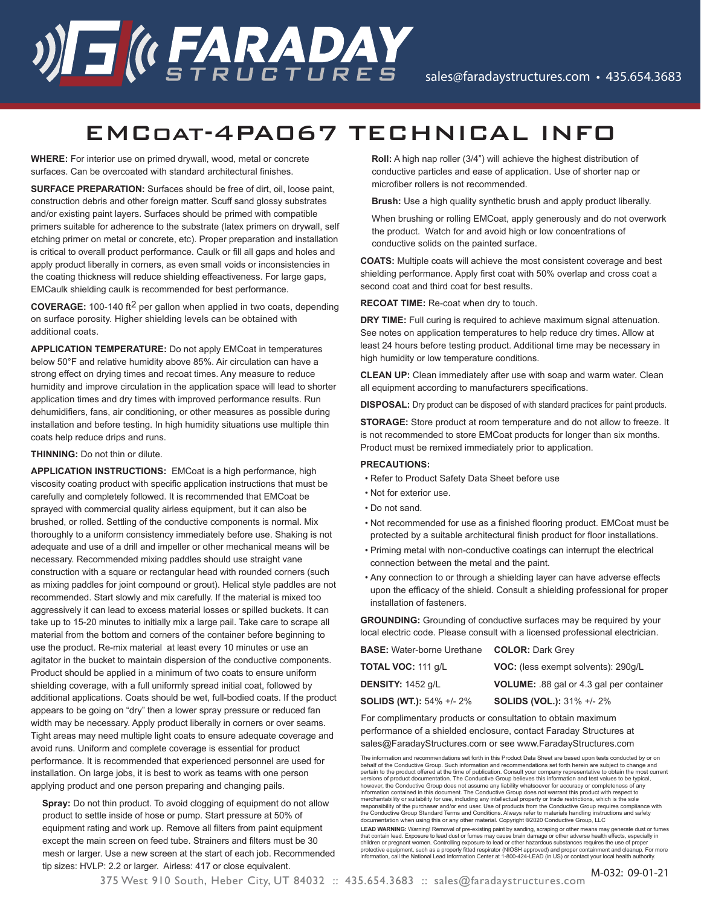# EMCoat-4PA067 TECHNICAL INFO

**WHERE:** For interior use on primed drywall, wood, metal or concrete surfaces. Can be overcoated with standard architectural finishes.

**SURFACE PREPARATION:** Surfaces should be free of dirt, oil, loose paint, construction debris and other foreign matter. Scuff sand glossy substrates and/or existing paint layers. Surfaces should be primed with compatible primers suitable for adherence to the substrate (latex primers on drywall, self etching primer on metal or concrete, etc). Proper preparation and installation is critical to overall product performance. Caulk or fill all gaps and holes and apply product liberally in corners, as even small voids or inconsistencies in the coating thickness will reduce shielding effeactiveness. For large gaps, EMCaulk shielding caulk is recommended for best performance.

**COVERAGE:** 100-140 ft$^2$ per gallon when applied in two coats, depending on surface porosity. Higher shielding levels can be obtained with additional coats.

**APPLICATION TEMPERATURE:** Do not apply EMCoat in temperatures below 50°F and relative humidity above 85%. Air circulation can have a strong effect on drying times and recoat times. Any measure to reduce humidity and improve circulation in the application space will lead to shorter application times and dry times with improved performance results. Run dehumidifiers, fans, air conditioning, or other measures as possible during installation and before testing. In high humidity situations use multiple thin coats help reduce drips and runs.

**THINNING:** Do not thin or dilute.

**APPLICATION INSTRUCTIONS:** EMCoat is a high performance, high viscosity coating product with specific application instructions that must be carefully and completely followed. It is recommended that EMCoat be sprayed with commercial quality airless equipment, but it can also be brushed, or rolled. Settling of the conductive components is normal. Mix thoroughly to a uniform consistency immediately before use. Shaking is not adequate and use of a drill and impeller or other mechanical means will be necessary. Recommended mixing paddles should use straight vane construction with a square or rectangular head with rounded corners (such as mixing paddles for joint compound or grout). Helical style paddles are not recommended. Start slowly and mix carefully. If the material is mixed too aggressively it can lead to excess material losses or spilled buckets. It can take up to 15-20 minutes to initially mix a large pail. Take care to scrape all material from the bottom and corners of the container before beginning to use the product. Re-mix material at least every 10 minutes or use an agitator in the bucket to maintain dispersion of the conductive components. Product should be applied in a minimum of two coats to ensure uniform shielding coverage, with a full uniformly spread initial coat, followed by additional applications. Coats should be wet, full-bodied coats. If the product appears to be going on "dry" then a lower spray pressure or reduced fan width may be necessary. Apply product liberally in corners or over seams. Tight areas may need multiple light coats to ensure adequate coverage and avoid runs. Uniform and complete coverage is essential for product performance. It is recommended that experienced personnel are used for installation. On large jobs, it is best to work as teams with one person applying product and one person preparing and changing pails.

**Spray:** Do not thin product. To avoid clogging of equipment do not allow product to settle inside of hose or pump. Start pressure at 50% of equipment rating and work up. Remove all filters from paint equipment except the main screen on feed tube. Strainers and filters must be 30 mesh or larger. Use a new screen at the start of each job. Recommended tip sizes: HVLP: 2.2 or larger. Airless: 417 or close equivalent.

**Roll:** A high nap roller (3/4") will achieve the highest distribution of conductive particles and ease of application. Use of shorter nap or microfiber rollers is not recommended.

**Brush:** Use a high quality synthetic brush and apply product liberally.

When brushing or rolling EMCoat, apply generously and do not overwork the product. Watch for and avoid high or low concentrations of conductive solids on the painted surface.

**COATS:** Multiple coats will achieve the most consistent coverage and best shielding performance. Apply first coat with 50% overlap and cross coat a second coat and third coat for best results.

**RECOAT TIME:** Re-coat when dry to touch.

**DRY TIME:** Full curing is required to achieve maximum signal attenuation. See notes on application temperatures to help reduce dry times. Allow at least 24 hours before testing product. Additional time may be necessary in high humidity or low temperature conditions.

**CLEAN UP:** Clean immediately after use with soap and warm water. Clean all equipment according to manufacturers specifications.

**DISPOSAL:** Dry product can be disposed of with standard practices for paint products.

**STORAGE:** Store product at room temperature and do not allow to freeze. It is not recommended to store EMCoat products for longer than six months. Product must be remixed immediately prior to application.

**PRECAUTIONS:**

- Refer to Product Safety Data Sheet before use
- Not for exterior use.
- Do not sand.
- Not recommended for use as a finished flooring product. EMCoat must be protected by a suitable architectural finish product for floor installations.
- Priming metal with non-conductive coatings can interrupt the electrical connection between the metal and the paint.
- Any connection to or through a shielding layer can have adverse effects upon the efficacy of the shield. Consult a shielding professional for proper installation of fasteners.

**GROUNDING:** Grounding of conductive surfaces may be required by your local electric code. Please consult with a licensed professional electrician.

| | |
|---|---|
| **BASE:** Water-borne Urethane | **COLOR:** Dark Grey |
| **TOTAL VOC:** 111 g/L | **VOC:** (less exempt solvents): 290g/L |
| **DENSITY:** 1452 g/L | **VOLUME:** .88 gal or 4.3 gal per container |
| **SOLIDS (WT.):** 54% +/- 2% | **SOLIDS (VOL.):** 31% +/- 2% |

For complimentary products or consultation to obtain maximum performance of a shielded enclosure, contact Faraday Structures at sales@FaradayStructures.com or see www.FaradayStructures.com

The information and recommendations set forth in this Product Data Sheet are based upon tests conducted by or on behalf of the Conductive Group. Such information and recommendations set forth herein are subject to change and pertain to the product offered at the time of publication. Consult your company representative to obtain the most current versions of product documentation. The Conductive Group believes this information and test values to be typical, however, the Conductive Group does not assume any liability whatsoever for accuracy or completeness of any information contained in this document. The Conductive Group does not warrant this product with respect to merchantability or suitability for use, including any intellectual property or trade restrictions, which is the sole responsibility of the purchaser and/or end user. Use of products from the Conductive Group requires compliance with the Conductive Group Standard Terms and Conditions. Always refer to materials handling instructions and safety documentation when using this or any other material. Copyright ©2020 Conductive Group, LLC

**LEAD WARNING:** Warning! Removal of pre-existing paint by sanding, scraping or other means may generate dust or fumes that contain lead. Exposure to lead dust or fumes may cause brain damage or other adverse health effects, especially in children or pregnant women. Controlling exposure to lead or other hazardous substances requires the use of proper protective equipment, such as a properly fitted respirator (NIOSH approved) and proper containment and cleanup. For more information, call the National Lead Information Center at 1-800-424-LEAD (in US) or contact your local health authority.

M-032: 09-01-21